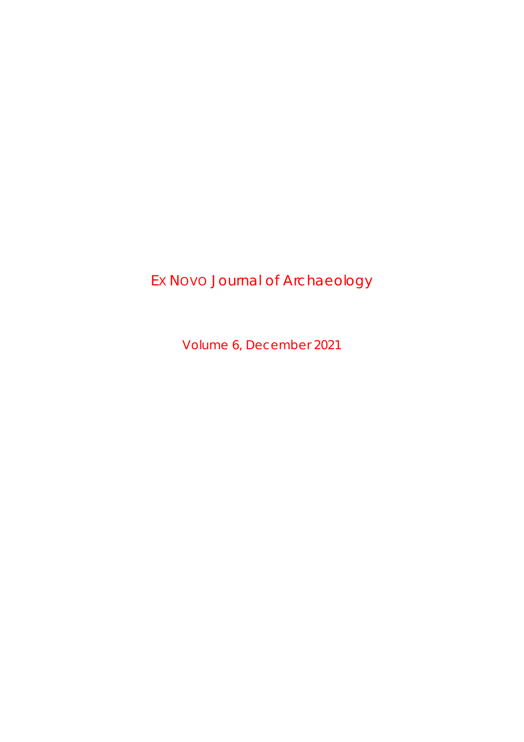# EX NOVO Journal of Archaeology

Volume 6, December 2021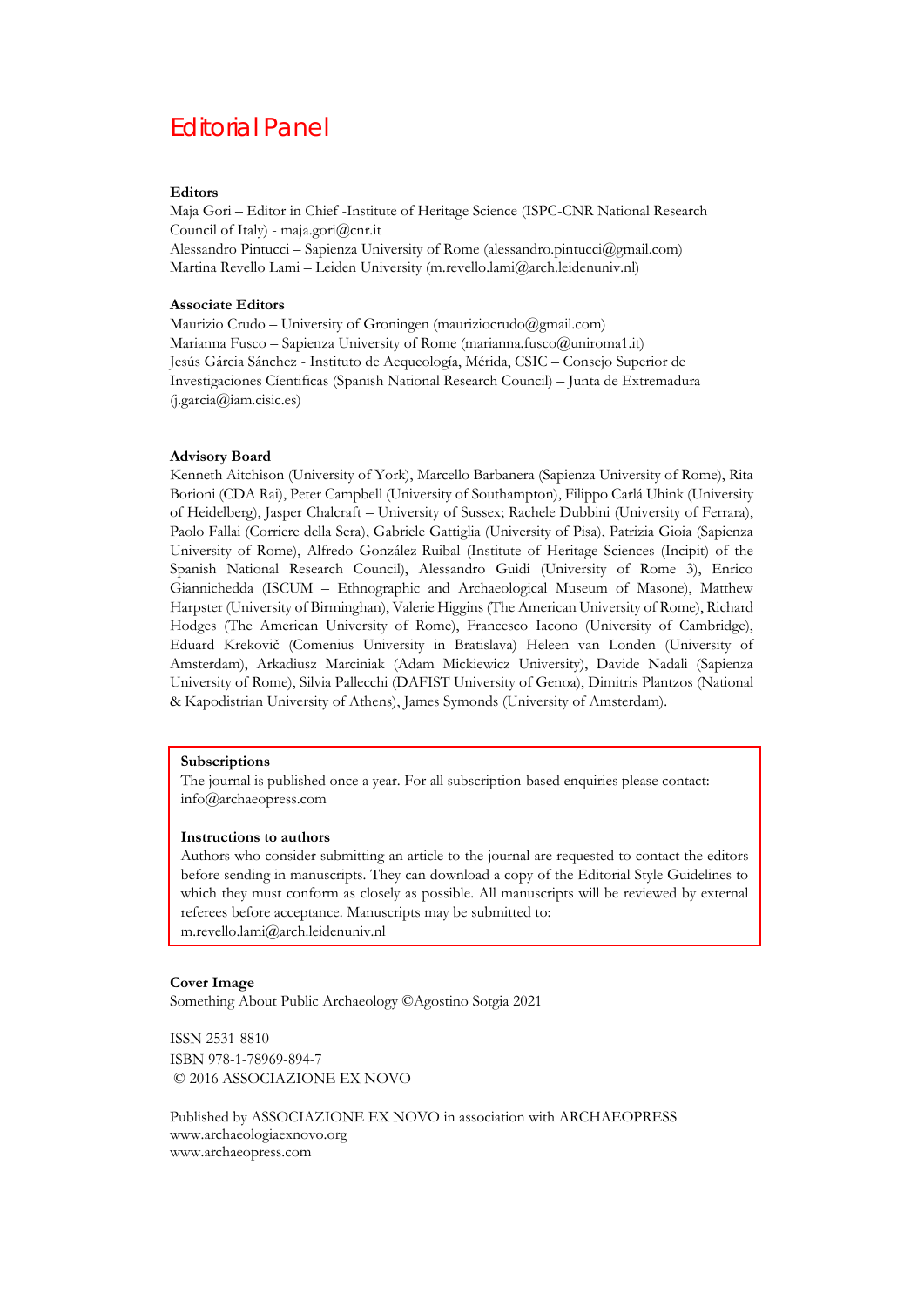# Editorial Panel

**Editors**

Maja Gori – Editor in Chief -Institute of Heritage Science (ISPC-CNR National Research Council of Italy) - maja.gori@cnr.it
Alessandro Pintucci – Sapienza University of Rome (alessandro.pintucci@gmail.com)
Martina Revello Lami – Leiden University (m.revello.lami@arch.leidenuniv.nl)

**Associate Editors**

Maurizio Crudo – University of Groningen (mauriziocrudo@gmail.com)
Marianna Fusco – Sapienza University of Rome (marianna.fusco@uniroma1.it)
Jesús Gárcia Sánchez - Instituto de Aequeología, Mérida, CSIC – Consejo Superior de Investigaciones Cíentificas (Spanish National Research Council) – Junta de Extremadura (j.garcia@iam.cisic.es)

**Advisory Board**

Kenneth Aitchison (University of York), Marcello Barbanera (Sapienza University of Rome), Rita Borioni (CDA Rai), Peter Campbell (University of Southampton), Filippo Carlá Uhink (University of Heidelberg), Jasper Chalcraft – University of Sussex; Rachele Dubbini (University of Ferrara), Paolo Fallai (Corriere della Sera), Gabriele Gattiglia (University of Pisa), Patrizia Gioia (Sapienza University of Rome), Alfredo González-Ruibal (Institute of Heritage Sciences (Incipit) of the Spanish National Research Council), Alessandro Guidi (University of Rome 3), Enrico Giannichedda (ISCUM – Ethnographic and Archaeological Museum of Masone), Matthew Harpster (University of Birminghan), Valerie Higgins (The American University of Rome), Richard Hodges (The American University of Rome), Francesco Iacono (University of Cambridge), Eduard Krekovič (Comenius University in Bratislava) Heleen van Londen (University of Amsterdam), Arkadiusz Marciniak (Adam Mickiewicz University), Davide Nadali (Sapienza University of Rome), Silvia Pallecchi (DAFIST University of Genoa), Dimitris Plantzos (National & Kapodistrian University of Athens), James Symonds (University of Amsterdam).

**Subscriptions**

The journal is published once a year. For all subscription-based enquiries please contact: info@archaeopress.com

**Instructions to authors**

Authors who consider submitting an article to the journal are requested to contact the editors before sending in manuscripts. They can download a copy of the Editorial Style Guidelines to which they must conform as closely as possible. All manuscripts will be reviewed by external referees before acceptance. Manuscripts may be submitted to: m.revello.lami@arch.leidenuniv.nl

**Cover Image**

Something About Public Archaeology ©Agostino Sotgia 2021

ISSN 2531-8810
ISBN 978-1-78969-894-7
© 2016 ASSOCIAZIONE EX NOVO

Published by ASSOCIAZIONE EX NOVO in association with ARCHAEOPRESS
www.archaeologiaexnovo.org
www.archaeopress.com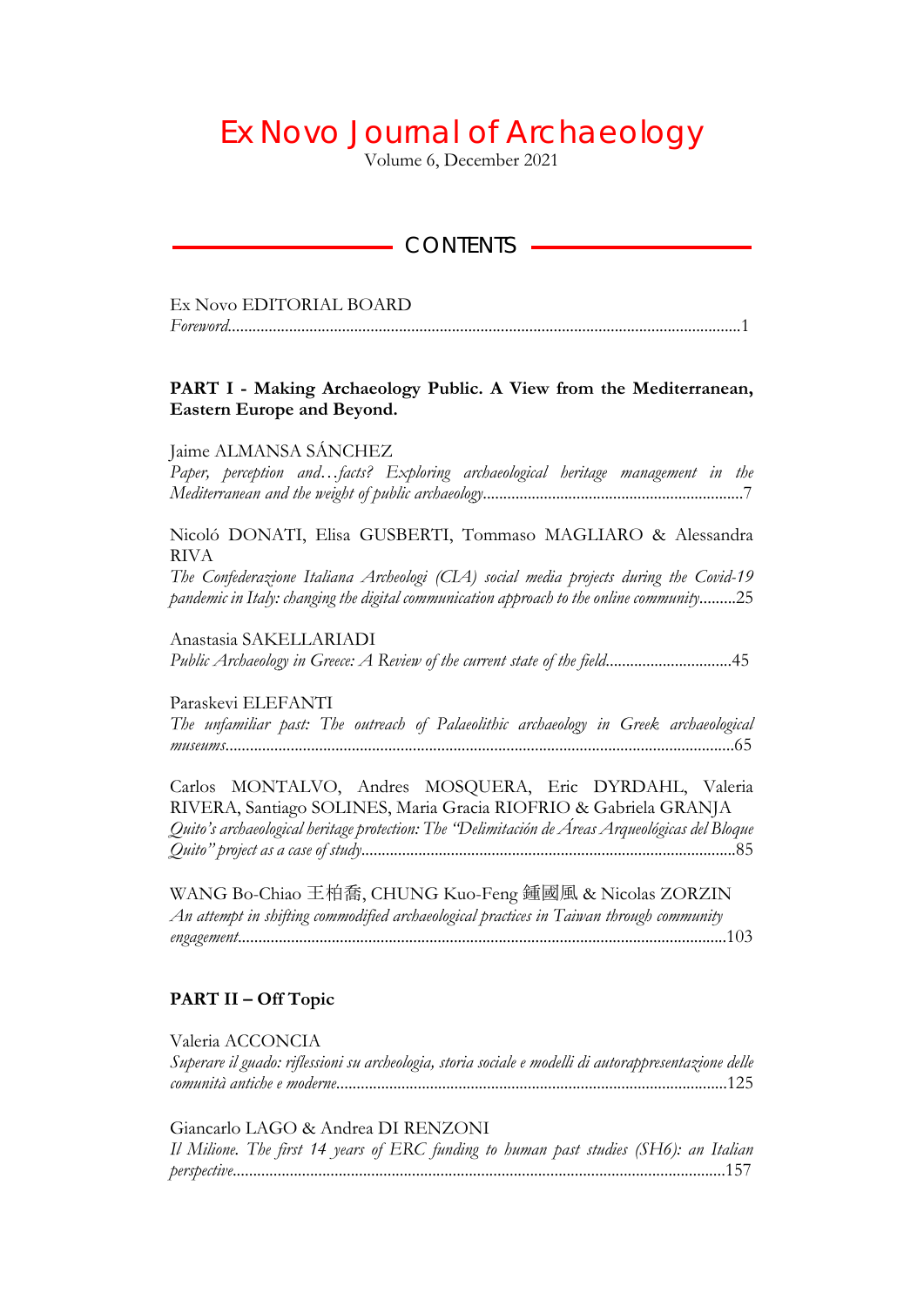# Ex Novo Journal of Archaeology

Volume 6, December 2021

## CONTENTS

Ex Novo EDITORIAL BOARD
*Foreword*............................................................................................................................1

**PART I - Making Archaeology Public. A View from the Mediterranean, Eastern Europe and Beyond.**

Jaime ALMANSA SÁNCHEZ
*Paper, perception and…facts? Exploring archaeological heritage management in the Mediterranean and the weight of public archaeology*...............................................................7

Nicoló DONATI, Elisa GUSBERTI, Tommaso MAGLIARO & Alessandra RIVA
*The Confederazione Italiana Archeologi (CIA) social media projects during the Covid-19 pandemic in Italy: changing the digital communication approach to the online community*.........25

Anastasia SAKELLARIADI
*Public Archaeology in Greece: A Review of the current state of the field*..............................45

Paraskevi ELEFANTI
*The unfamiliar past: The outreach of Palaeolithic archaeology in Greek archaeological museums*............................................................................................................................65

Carlos MONTALVO, Andres MOSQUERA, Eric DYRDAHL, Valeria RIVERA, Santiago SOLINES, Maria Gracia RIOFRIO & Gabriela GRANJA
*Quito's archaeological heritage protection: The "Delimitación de Áreas Arqueológicas del Bloque Quito" project as a case of study*............................................................................................85

WANG Bo-Chiao 王柏喬, CHUNG Kuo-Feng 鍾國風 & Nicolas ZORZIN
*An attempt in shifting commodified archaeological practices in Taiwan through community engagement*.......................................................................................................................103

**PART II – Off Topic**

Valeria ACCONCIA
*Superare il guado: riflessioni su archeologia, storia sociale e modelli di autorappresentazione delle comunità antiche e moderne*...............................................................................................125

Giancarlo LAGO & Andrea DI RENZONI
*Il Milione. The first 14 years of ERC funding to human past studies (SH6): an Italian perspective*.......................................................................................................................157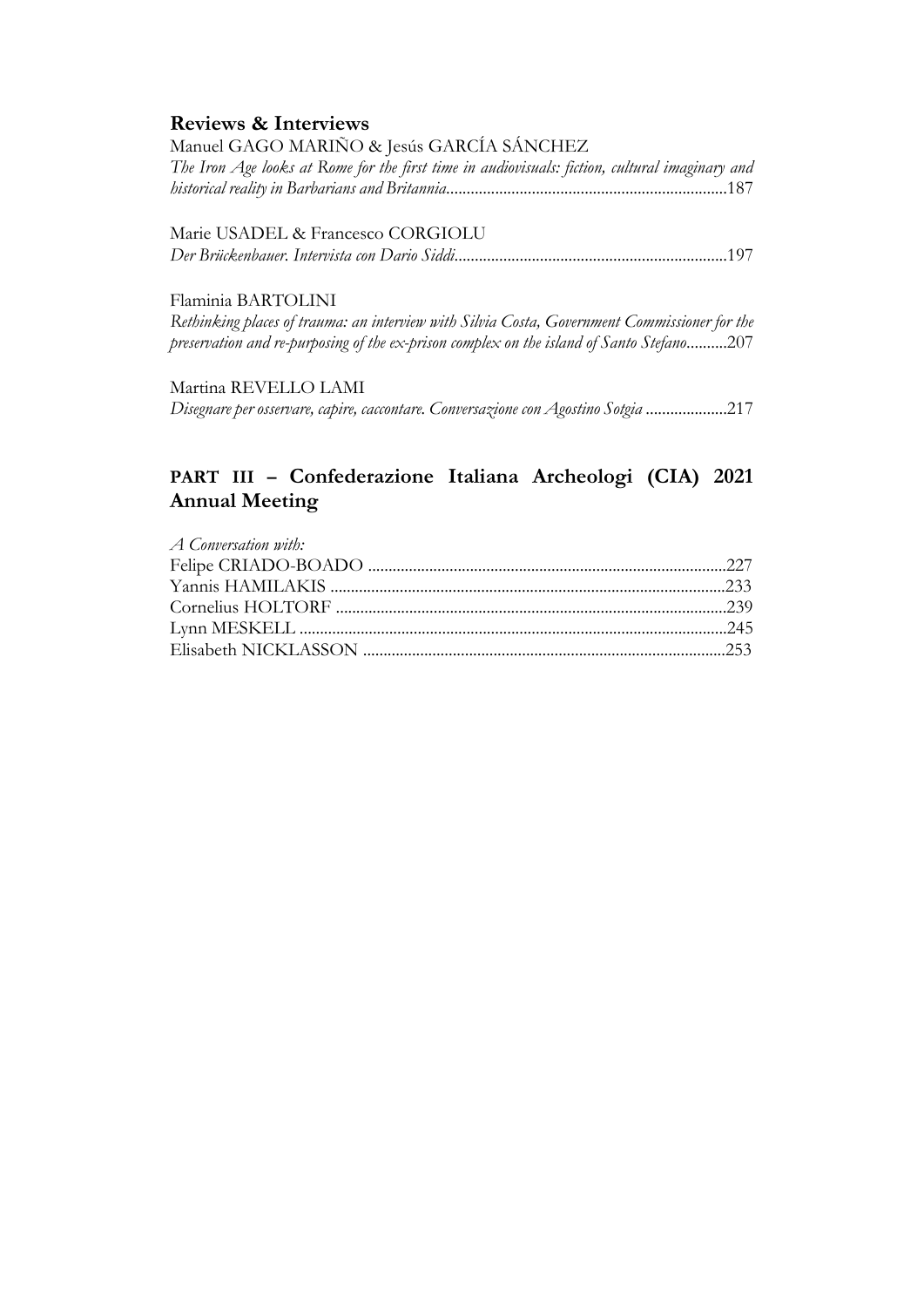## Reviews & Interviews

Manuel GAGO MARIÑO & Jesús GARCÍA SÁNCHEZ
*The Iron Age looks at Rome for the first time in audiovisuals: fiction, cultural imaginary and historical reality in Barbarians and Britannia*.....................................................................187

Marie USADEL & Francesco CORGIOLU
*Der Brückenbauer. Intervista con Dario Siddi*..................................................................197

Flaminia BARTOLINI
*Rethinking places of trauma: an interview with Silvia Costa, Government Commissioner for the preservation and re-purposing of the ex-prison complex on the island of Santo Stefano*..........207

Martina REVELLO LAMI
*Disegnare per osservare, capire, caccontare. Conversazione con Agostino Sotgia* ....................217

## PART III – Confederazione Italiana Archeologi (CIA) 2021 Annual Meeting

*A Conversation with:*

Felipe CRIADO-BOADO .......................................................................................227
Yannis HAMILAKIS ................................................................................................233
Cornelius HOLTORF ...............................................................................................239
Lynn MESKELL ........................................................................................................245
Elisabeth NICKLASSON ........................................................................................253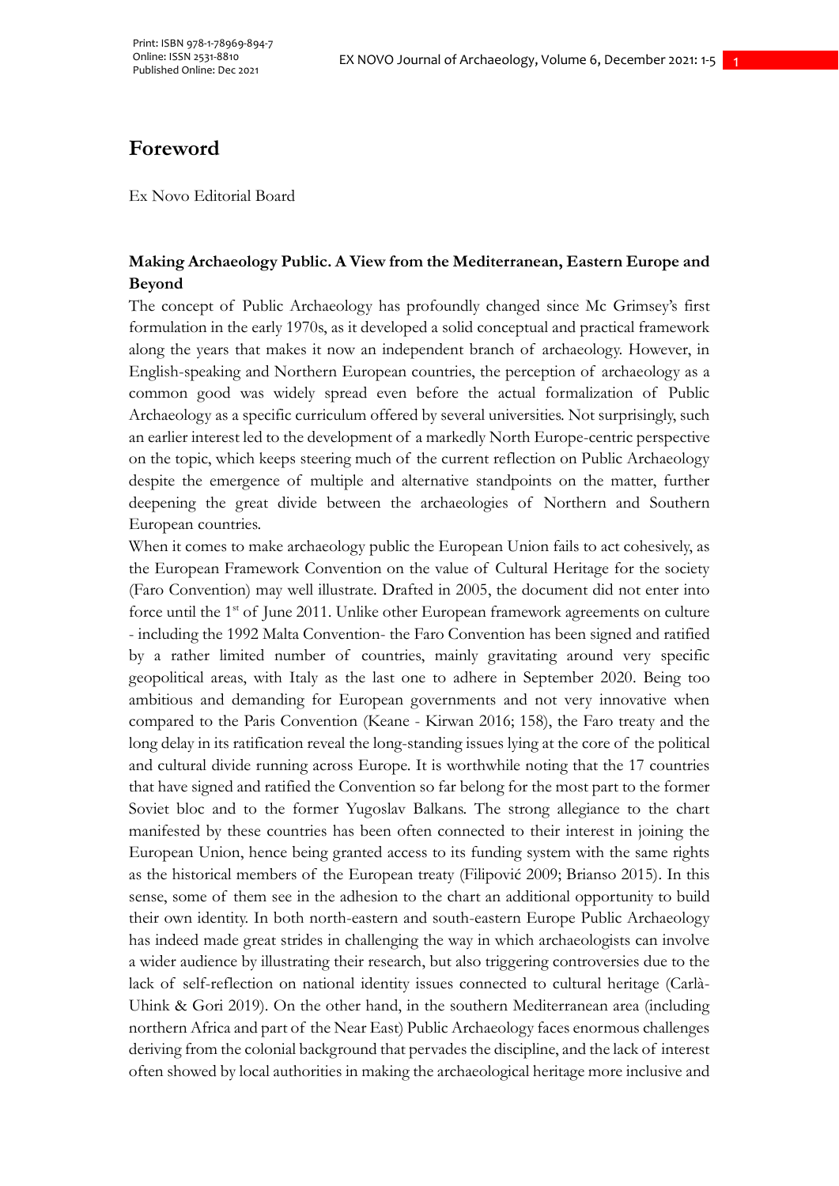# Foreword

Ex Novo Editorial Board

**Making Archaeology Public. A View from the Mediterranean, Eastern Europe and Beyond**

The concept of Public Archaeology has profoundly changed since Mc Grimsey's first formulation in the early 1970s, as it developed a solid conceptual and practical framework along the years that makes it now an independent branch of archaeology. However, in English-speaking and Northern European countries, the perception of archaeology as a common good was widely spread even before the actual formalization of Public Archaeology as a specific curriculum offered by several universities. Not surprisingly, such an earlier interest led to the development of a markedly North Europe-centric perspective on the topic, which keeps steering much of the current reflection on Public Archaeology despite the emergence of multiple and alternative standpoints on the matter, further deepening the great divide between the archaeologies of Northern and Southern European countries.

When it comes to make archaeology public the European Union fails to act cohesively, as the European Framework Convention on the value of Cultural Heritage for the society (Faro Convention) may well illustrate. Drafted in 2005, the document did not enter into force until the 1st of June 2011. Unlike other European framework agreements on culture - including the 1992 Malta Convention- the Faro Convention has been signed and ratified by a rather limited number of countries, mainly gravitating around very specific geopolitical areas, with Italy as the last one to adhere in September 2020. Being too ambitious and demanding for European governments and not very innovative when compared to the Paris Convention (Keane - Kirwan 2016; 158), the Faro treaty and the long delay in its ratification reveal the long-standing issues lying at the core of the political and cultural divide running across Europe. It is worthwhile noting that the 17 countries that have signed and ratified the Convention so far belong for the most part to the former Soviet bloc and to the former Yugoslav Balkans. The strong allegiance to the chart manifested by these countries has been often connected to their interest in joining the European Union, hence being granted access to its funding system with the same rights as the historical members of the European treaty (Filipović 2009; Brianso 2015). In this sense, some of them see in the adhesion to the chart an additional opportunity to build their own identity. In both north-eastern and south-eastern Europe Public Archaeology has indeed made great strides in challenging the way in which archaeologists can involve a wider audience by illustrating their research, but also triggering controversies due to the lack of self-reflection on national identity issues connected to cultural heritage (Carlà-Uhink & Gori 2019). On the other hand, in the southern Mediterranean area (including northern Africa and part of the Near East) Public Archaeology faces enormous challenges deriving from the colonial background that pervades the discipline, and the lack of interest often showed by local authorities in making the archaeological heritage more inclusive and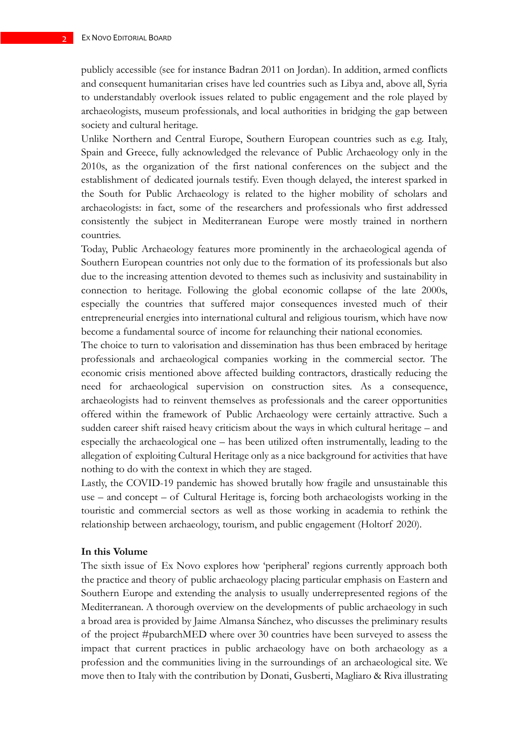publicly accessible (see for instance Badran 2011 on Jordan). In addition, armed conflicts and consequent humanitarian crises have led countries such as Libya and, above all, Syria to understandably overlook issues related to public engagement and the role played by archaeologists, museum professionals, and local authorities in bridging the gap between society and cultural heritage.

Unlike Northern and Central Europe, Southern European countries such as e.g. Italy, Spain and Greece, fully acknowledged the relevance of Public Archaeology only in the 2010s, as the organization of the first national conferences on the subject and the establishment of dedicated journals testify. Even though delayed, the interest sparked in the South for Public Archaeology is related to the higher mobility of scholars and archaeologists: in fact, some of the researchers and professionals who first addressed consistently the subject in Mediterranean Europe were mostly trained in northern countries.

Today, Public Archaeology features more prominently in the archaeological agenda of Southern European countries not only due to the formation of its professionals but also due to the increasing attention devoted to themes such as inclusivity and sustainability in connection to heritage. Following the global economic collapse of the late 2000s, especially the countries that suffered major consequences invested much of their entrepreneurial energies into international cultural and religious tourism, which have now become a fundamental source of income for relaunching their national economies.

The choice to turn to valorisation and dissemination has thus been embraced by heritage professionals and archaeological companies working in the commercial sector. The economic crisis mentioned above affected building contractors, drastically reducing the need for archaeological supervision on construction sites. As a consequence, archaeologists had to reinvent themselves as professionals and the career opportunities offered within the framework of Public Archaeology were certainly attractive. Such a sudden career shift raised heavy criticism about the ways in which cultural heritage – and especially the archaeological one – has been utilized often instrumentally, leading to the allegation of exploiting Cultural Heritage only as a nice background for activities that have nothing to do with the context in which they are staged.

Lastly, the COVID-19 pandemic has showed brutally how fragile and unsustainable this use – and concept – of Cultural Heritage is, forcing both archaeologists working in the touristic and commercial sectors as well as those working in academia to rethink the relationship between archaeology, tourism, and public engagement (Holtorf 2020).

### In this Volume

The sixth issue of Ex Novo explores how 'peripheral' regions currently approach both the practice and theory of public archaeology placing particular emphasis on Eastern and Southern Europe and extending the analysis to usually underrepresented regions of the Mediterranean. A thorough overview on the developments of public archaeology in such a broad area is provided by Jaime Almansa Sánchez, who discusses the preliminary results of the project #pubarchMED where over 30 countries have been surveyed to assess the impact that current practices in public archaeology have on both archaeology as a profession and the communities living in the surroundings of an archaeological site. We move then to Italy with the contribution by Donati, Gusberti, Magliaro & Riva illustrating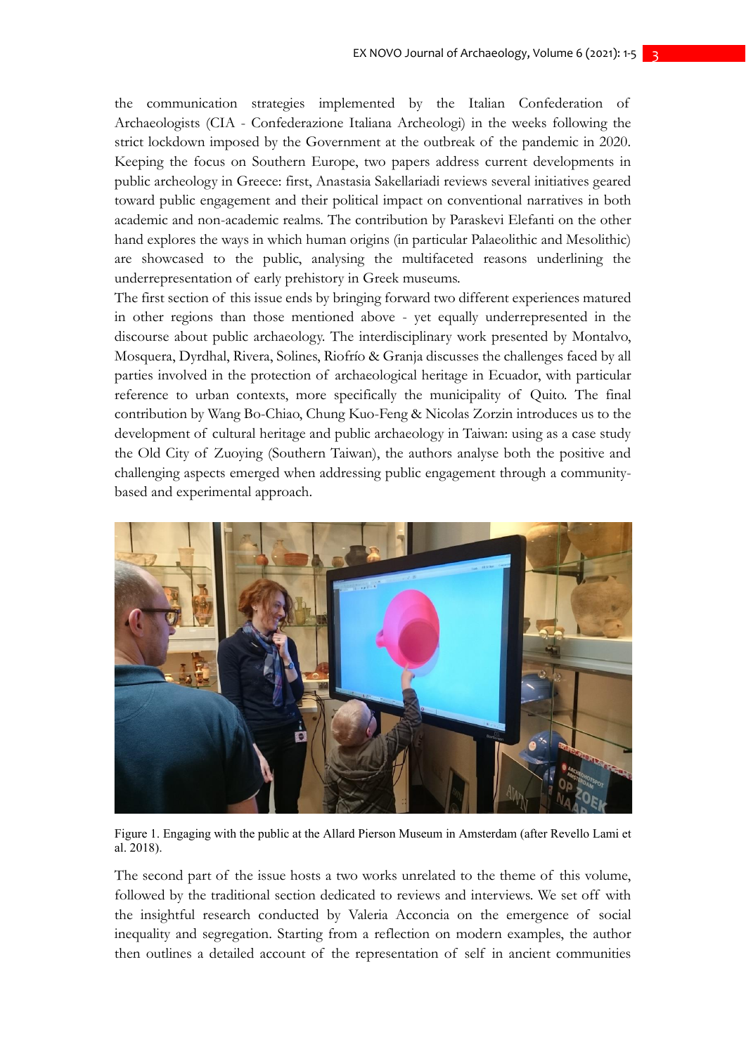the communication strategies implemented by the Italian Confederation of Archaeologists (CIA - Confederazione Italiana Archeologi) in the weeks following the strict lockdown imposed by the Government at the outbreak of the pandemic in 2020. Keeping the focus on Southern Europe, two papers address current developments in public archeology in Greece: first, Anastasia Sakellariadi reviews several initiatives geared toward public engagement and their political impact on conventional narratives in both academic and non-academic realms. The contribution by Paraskevi Elefanti on the other hand explores the ways in which human origins (in particular Palaeolithic and Mesolithic) are showcased to the public, analysing the multifaceted reasons underlining the underrepresentation of early prehistory in Greek museums.

The first section of this issue ends by bringing forward two different experiences matured in other regions than those mentioned above - yet equally underrepresented in the discourse about public archaeology. The interdisciplinary work presented by Montalvo, Mosquera, Dyrdhal, Rivera, Solines, Riofrío & Granja discusses the challenges faced by all parties involved in the protection of archaeological heritage in Ecuador, with particular reference to urban contexts, more specifically the municipality of Quito. The final contribution by Wang Bo-Chiao, Chung Kuo-Feng & Nicolas Zorzin introduces us to the development of cultural heritage and public archaeology in Taiwan: using as a case study the Old City of Zuoying (Southern Taiwan), the authors analyse both the positive and challenging aspects emerged when addressing public engagement through a community-based and experimental approach.

Figure 1. Engaging with the public at the Allard Pierson Museum in Amsterdam (after Revello Lami et al. 2018).

The second part of the issue hosts a two works unrelated to the theme of this volume, followed by the traditional section dedicated to reviews and interviews. We set off with the insightful research conducted by Valeria Acconcia on the emergence of social inequality and segregation. Starting from a reflection on modern examples, the author then outlines a detailed account of the representation of self in ancient communities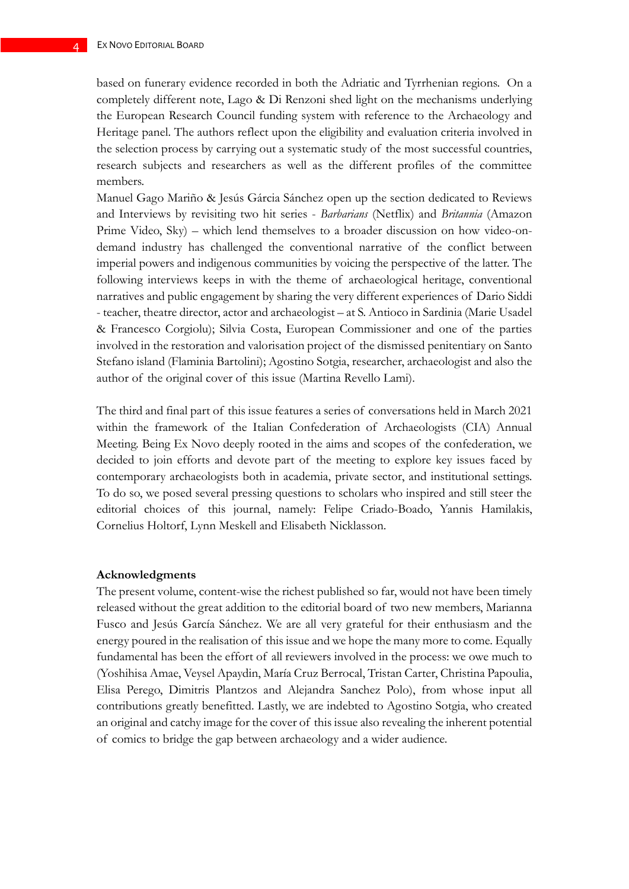based on funerary evidence recorded in both the Adriatic and Tyrrhenian regions. On a completely different note, Lago & Di Renzoni shed light on the mechanisms underlying the European Research Council funding system with reference to the Archaeology and Heritage panel. The authors reflect upon the eligibility and evaluation criteria involved in the selection process by carrying out a systematic study of the most successful countries, research subjects and researchers as well as the different profiles of the committee members.

Manuel Gago Mariño & Jesús Gárcia Sánchez open up the section dedicated to Reviews and Interviews by revisiting two hit series - *Barbarians* (Netflix) and *Britannia* (Amazon Prime Video, Sky) – which lend themselves to a broader discussion on how video-on-demand industry has challenged the conventional narrative of the conflict between imperial powers and indigenous communities by voicing the perspective of the latter. The following interviews keeps in with the theme of archaeological heritage, conventional narratives and public engagement by sharing the very different experiences of Dario Siddi - teacher, theatre director, actor and archaeologist – at S. Antioco in Sardinia (Marie Usadel & Francesco Corgiolu); Silvia Costa, European Commissioner and one of the parties involved in the restoration and valorisation project of the dismissed penitentiary on Santo Stefano island (Flaminia Bartolini); Agostino Sotgia, researcher, archaeologist and also the author of the original cover of this issue (Martina Revello Lami).

The third and final part of this issue features a series of conversations held in March 2021 within the framework of the Italian Confederation of Archaeologists (CIA) Annual Meeting. Being Ex Novo deeply rooted in the aims and scopes of the confederation, we decided to join efforts and devote part of the meeting to explore key issues faced by contemporary archaeologists both in academia, private sector, and institutional settings. To do so, we posed several pressing questions to scholars who inspired and still steer the editorial choices of this journal, namely: Felipe Criado-Boado, Yannis Hamilakis, Cornelius Holtorf, Lynn Meskell and Elisabeth Nicklasson.

**Acknowledgments**

The present volume, content-wise the richest published so far, would not have been timely released without the great addition to the editorial board of two new members, Marianna Fusco and Jesús García Sánchez. We are all very grateful for their enthusiasm and the energy poured in the realisation of this issue and we hope the many more to come. Equally fundamental has been the effort of all reviewers involved in the process: we owe much to (Yoshihisa Amae, Veysel Apaydin, María Cruz Berrocal, Tristan Carter, Christina Papoulia, Elisa Perego, Dimitris Plantzos and Alejandra Sanchez Polo), from whose input all contributions greatly benefitted. Lastly, we are indebted to Agostino Sotgia, who created an original and catchy image for the cover of this issue also revealing the inherent potential of comics to bridge the gap between archaeology and a wider audience.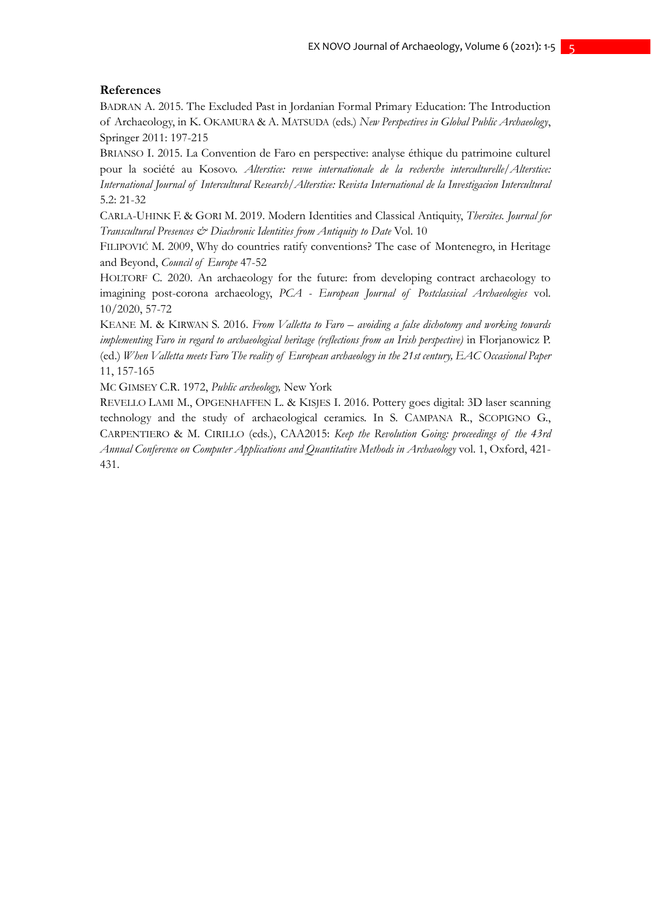## References

BADRAN A. 2015. The Excluded Past in Jordanian Formal Primary Education: The Introduction of Archaeology, in K. OKAMURA & A. MATSUDA (eds.) *New Perspectives in Global Public Archaeology*, Springer 2011: 197-215

BRIANSO I. 2015. La Convention de Faro en perspective: analyse éthique du patrimoine culturel pour la société au Kosovo. *Alterstice: revue internationale de la recherche interculturelle/Alterstice: International Journal of Intercultural Research/Alterstice: Revista International de la Investigacion Intercultural* 5.2: 21-32

CARLA-UHINK F. & GORI M. 2019. Modern Identities and Classical Antiquity, *Thersites. Journal for Transcultural Presences & Diachronic Identities from Antiquity to Date* Vol. 10

FILIPOVIĆ M. 2009, Why do countries ratify conventions? The case of Montenegro, in Heritage and Beyond, *Council of Europe* 47-52

HOLTORF C. 2020. An archaeology for the future: from developing contract archaeology to imagining post-corona archaeology, *PCA - European Journal of Postclassical Archaeologies* vol. 10/2020, 57-72

KEANE M. & KIRWAN S. 2016. *From Valletta to Faro – avoiding a false dichotomy and working towards implementing Faro in regard to archaeological heritage (reflections from an Irish perspective)* in Florjanowicz P. (ed.) *When Valletta meets Faro The reality of European archaeology in the 21st century, EAC Occasional Paper* 11, 157-165

MC GIMSEY C.R. 1972, *Public archeology,* New York

REVELLO LAMI M., OPGENHAFFEN L. & KISJES I. 2016. Pottery goes digital: 3D laser scanning technology and the study of archaeological ceramics. In S. CAMPANA R., SCOPIGNO G., CARPENTIERO & M. CIRILLO (eds.), CAA2015: *Keep the Revolution Going: proceedings of the 43rd Annual Conference on Computer Applications and Quantitative Methods in Archaeology* vol. 1, Oxford, 421-431.